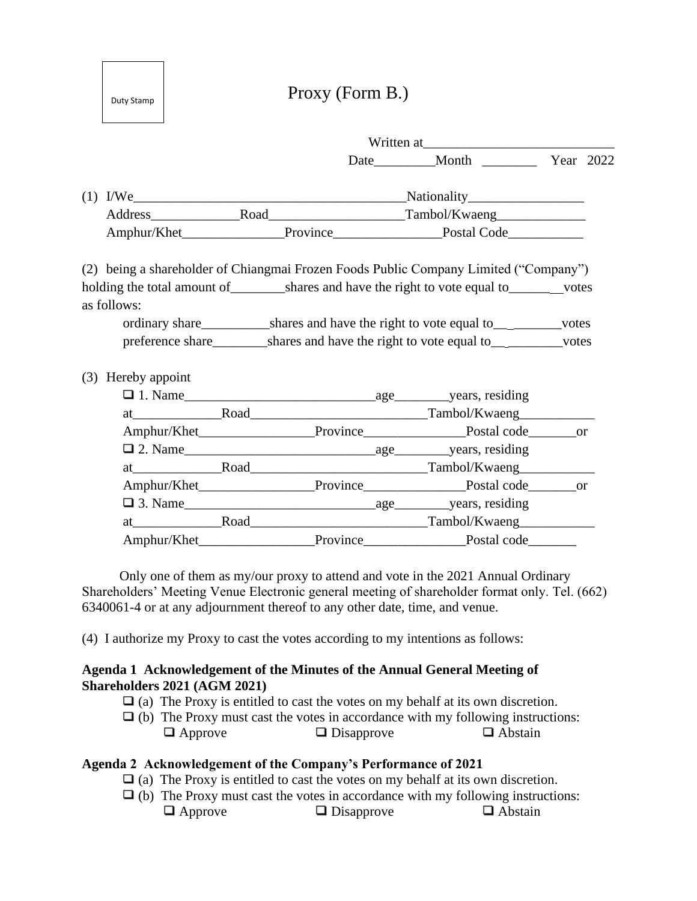Duty Stamp

# Proxy (Form B.)

Written at____________________________

Date_________Month ________ Year 2022

(1) I/We_________________________________________Nationality_________________
Address_____________Road___________________Tambol/Kwaeng_____________
Amphur/Khet_______________Province________________Postal Code___________

(2) being a shareholder of Chiangmai Frozen Foods Public Company Limited ("Company") holding the total amount of________shares and have the right to vote equal to________votes as follows:

ordinary share__________shares and have the right to vote equal to__________votes
preference share________shares and have the right to vote equal to__________votes

(3) Hereby appoint

❑ 1. Name_____________________________age________years, residing
at_____________Road__________________________Tambol/Kwaeng___________
Amphur/Khet_________________Province_______________Postal code_______or

❑ 2. Name_____________________________age________years, residing
at_____________Road__________________________Tambol/Kwaeng___________
Amphur/Khet_________________Province_______________Postal code_______or

❑ 3. Name_____________________________age________years, residing
at_____________Road__________________________Tambol/Kwaeng___________
Amphur/Khet_________________Province_______________Postal code_______

Only one of them as my/our proxy to attend and vote in the 2021 Annual Ordinary Shareholders' Meeting Venue Electronic general meeting of shareholder format only. Tel. (662) 6340061-4 or at any adjournment thereof to any other date, time, and venue.

(4) I authorize my Proxy to cast the votes according to my intentions as follows:

**Agenda 1 Acknowledgement of the Minutes of the Annual General Meeting of Shareholders 2021 (AGM 2021)**

❑ (a) The Proxy is entitled to cast the votes on my behalf at its own discretion.
❑ (b) The Proxy must cast the votes in accordance with my following instructions:
❑ Approve ❑ Disapprove ❑ Abstain

**Agenda 2 Acknowledgement of the Company's Performance of 2021**

❑ (a) The Proxy is entitled to cast the votes on my behalf at its own discretion.
❑ (b) The Proxy must cast the votes in accordance with my following instructions:
❑ Approve ❑ Disapprove ❑ Abstain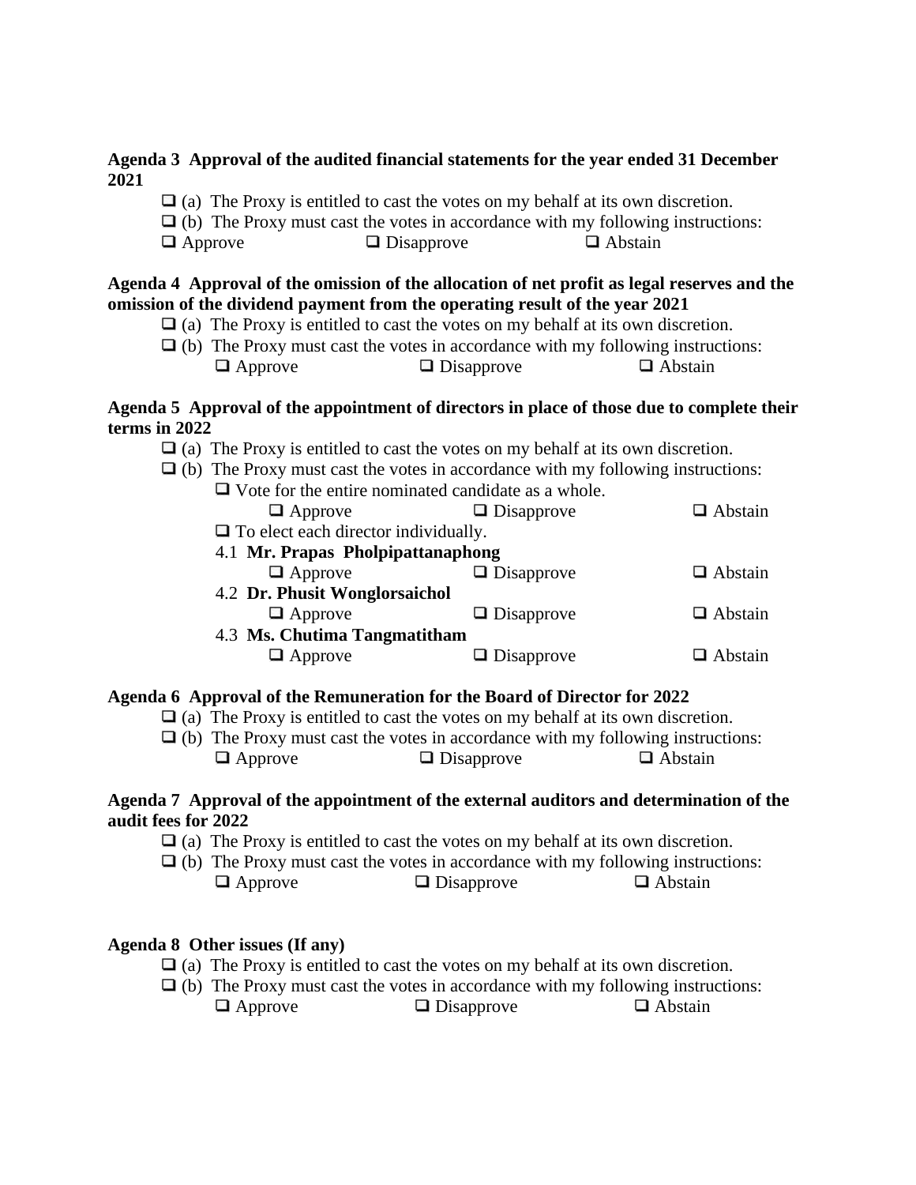**Agenda 3 Approval of the audited financial statements for the year ended 31 December 2021**

❑ (a) The Proxy is entitled to cast the votes on my behalf at its own discretion.

❑ (b) The Proxy must cast the votes in accordance with my following instructions:

❑ Approve ❑ Disapprove ❑ Abstain

**Agenda 4 Approval of the omission of the allocation of net profit as legal reserves and the omission of the dividend payment from the operating result of the year 2021**

❑ (a) The Proxy is entitled to cast the votes on my behalf at its own discretion.

❑ (b) The Proxy must cast the votes in accordance with my following instructions:

❑ Approve ❑ Disapprove ❑ Abstain

**Agenda 5 Approval of the appointment of directors in place of those due to complete their terms in 2022**

❑ (a) The Proxy is entitled to cast the votes on my behalf at its own discretion.

❑ (b) The Proxy must cast the votes in accordance with my following instructions:

❑ Vote for the entire nominated candidate as a whole.

❑ Approve ❑ Disapprove ❑ Abstain

❑ To elect each director individually.

4.1 **Mr. Prapas Pholpipattanaphong**

❑ Approve ❑ Disapprove ❑ Abstain

4.2 **Dr. Phusit Wonglorsaichol**

❑ Approve ❑ Disapprove ❑ Abstain

4.3 **Ms. Chutima Tangmatitham**

❑ Approve ❑ Disapprove ❑ Abstain

**Agenda 6 Approval of the Remuneration for the Board of Director for 2022**

❑ (a) The Proxy is entitled to cast the votes on my behalf at its own discretion.

❑ (b) The Proxy must cast the votes in accordance with my following instructions:

❑ Approve ❑ Disapprove ❑ Abstain

**Agenda 7 Approval of the appointment of the external auditors and determination of the audit fees for 2022**

❑ (a) The Proxy is entitled to cast the votes on my behalf at its own discretion.

❑ (b) The Proxy must cast the votes in accordance with my following instructions:

❑ Approve ❑ Disapprove ❑ Abstain

**Agenda 8 Other issues (If any)**

❑ (a) The Proxy is entitled to cast the votes on my behalf at its own discretion.

❑ (b) The Proxy must cast the votes in accordance with my following instructions:

❑ Approve ❑ Disapprove ❑ Abstain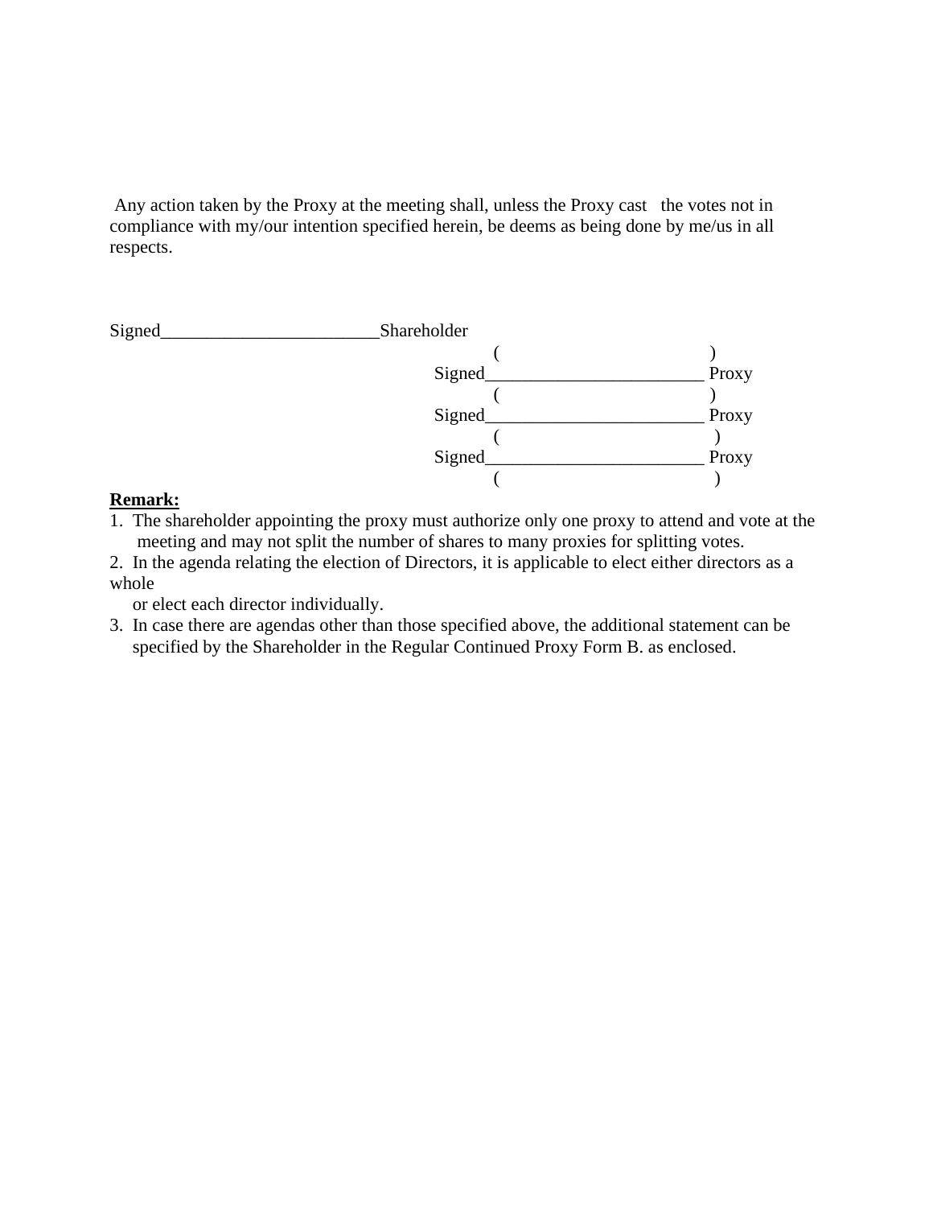Any action taken by the Proxy at the meeting shall, unless the Proxy cast the votes not in compliance with my/our intention specified herein, be deems as being done by me/us in all respects.

Signed________________________Shareholder
( )

Signed________________________ Proxy
( )

Signed________________________ Proxy
( )

Signed________________________ Proxy
( )

**Remark:**

1. The shareholder appointing the proxy must authorize only one proxy to attend and vote at the meeting and may not split the number of shares to many proxies for splitting votes.
2. In the agenda relating the election of Directors, it is applicable to elect either directors as a whole or elect each director individually.
3. In case there are agendas other than those specified above, the additional statement can be specified by the Shareholder in the Regular Continued Proxy Form B. as enclosed.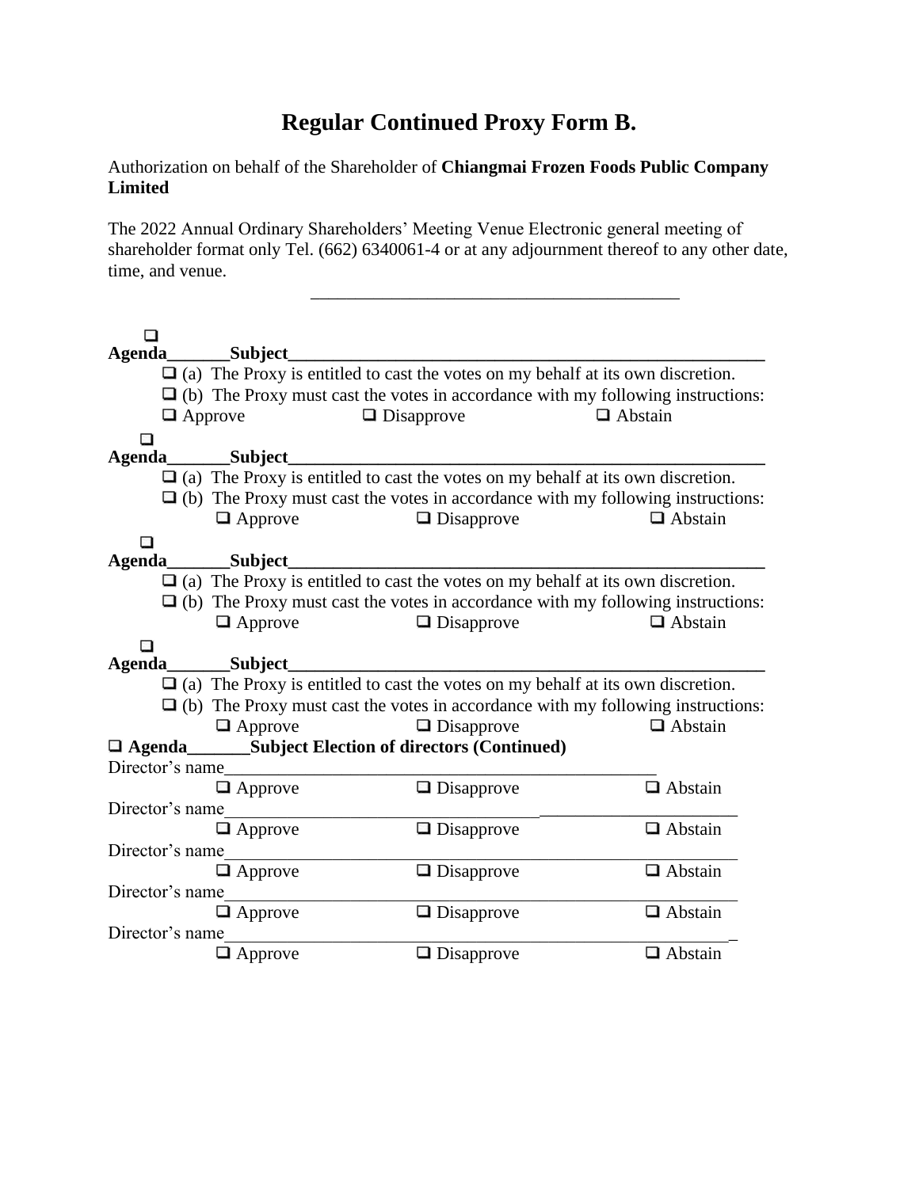# Regular Continued Proxy Form B.

Authorization on behalf of the Shareholder of **Chiangmai Frozen Foods Public Company Limited**

The 2022 Annual Ordinary Shareholders' Meeting Venue Electronic general meeting of shareholder format only Tel. (662) 6340061-4 or at any adjournment thereof to any other date, time, and venue.

________________________________________

❑ **Agenda_______Subject_______________________________________________________**

❑ (a) The Proxy is entitled to cast the votes on my behalf at its own discretion.

❑ (b) The Proxy must cast the votes in accordance with my following instructions:

❑ Approve ❑ Disapprove ❑ Abstain

❑ **Agenda_______Subject_______________________________________________________**

❑ (a) The Proxy is entitled to cast the votes on my behalf at its own discretion.

❑ (b) The Proxy must cast the votes in accordance with my following instructions:

❑ Approve ❑ Disapprove ❑ Abstain

❑ **Agenda_______Subject_______________________________________________________**

❑ (a) The Proxy is entitled to cast the votes on my behalf at its own discretion.

❑ (b) The Proxy must cast the votes in accordance with my following instructions:

❑ Approve ❑ Disapprove ❑ Abstain

❑ **Agenda_______Subject_______________________________________________________**

❑ (a) The Proxy is entitled to cast the votes on my behalf at its own discretion.

❑ (b) The Proxy must cast the votes in accordance with my following instructions:

❑ Approve ❑ Disapprove ❑ Abstain

❑ **Agenda_______Subject Election of directors (Continued)**

Director's name__________________________________________________

❑ Approve ❑ Disapprove ❑ Abstain

Director's name__________________________________________________

❑ Approve ❑ Disapprove ❑ Abstain

Director's name__________________________________________________

❑ Approve ❑ Disapprove ❑ Abstain

Director's name__________________________________________________

❑ Approve ❑ Disapprove ❑ Abstain

Director's name__________________________________________________

❑ Approve ❑ Disapprove ❑ Abstain